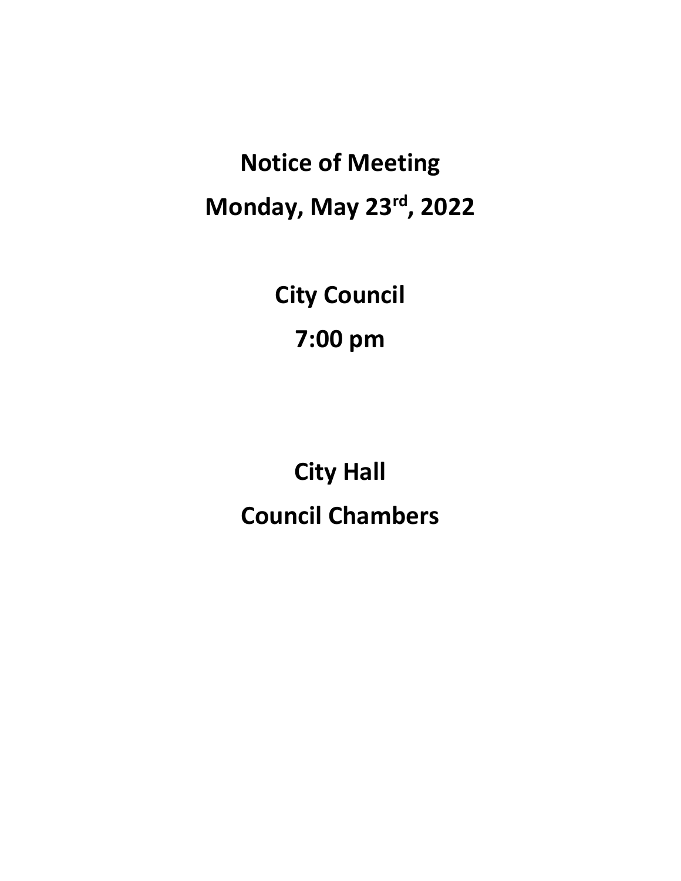# Notice of Meeting

# Monday, May 23rd, 2022

# City Council

# 7:00 pm

# City Hall

# Council Chambers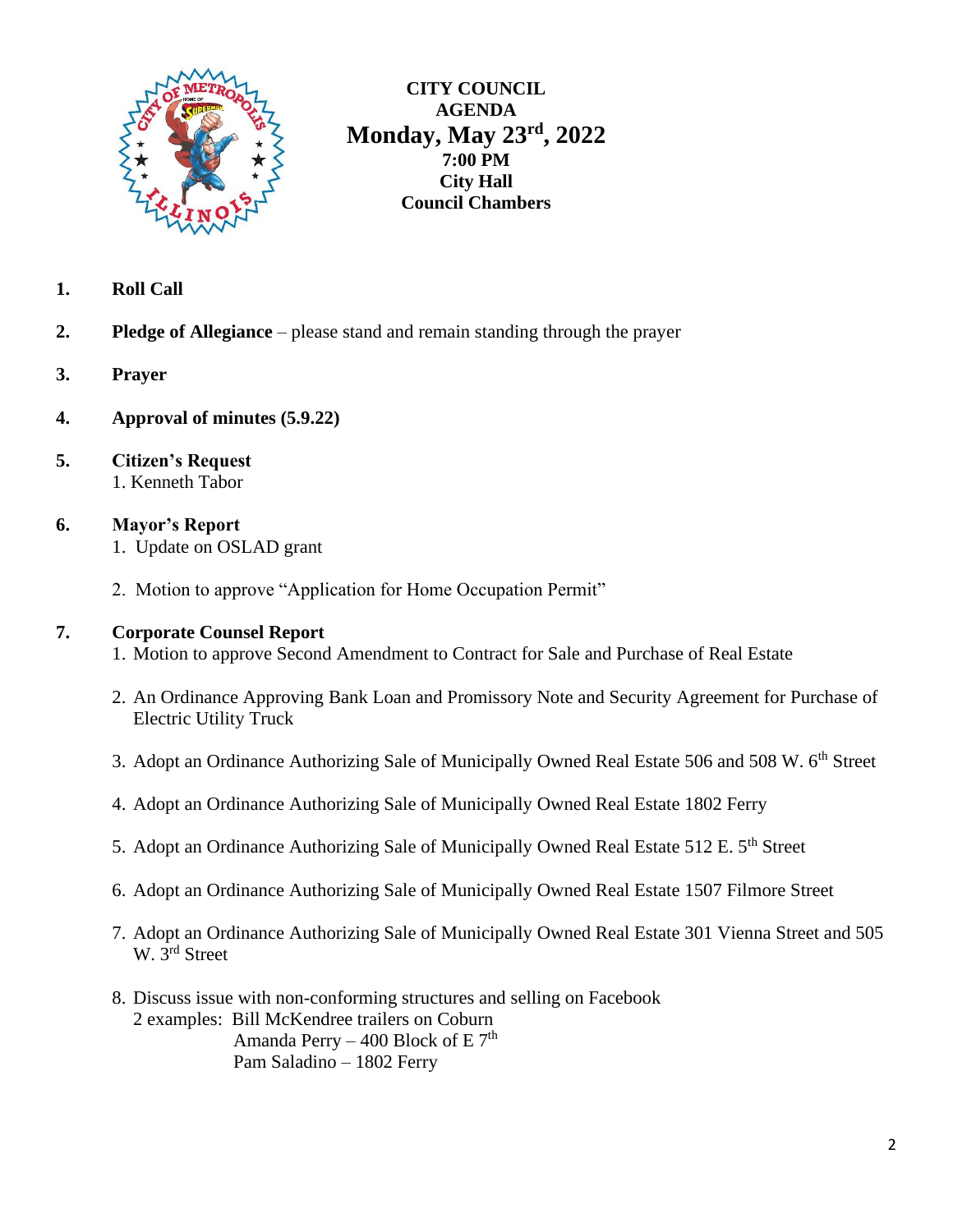**CITY COUNCIL**
**AGENDA**
**Monday, May 23rd, 2022**
**7:00 PM**
**City Hall**
**Council Chambers**

1. **Roll Call**

2. **Pledge of Allegiance** – please stand and remain standing through the prayer

3. **Prayer**

4. **Approval of minutes (5.9.22)**

5. **Citizen's Request**
   1. Kenneth Tabor

6. **Mayor's Report**
   1. Update on OSLAD grant
   2. Motion to approve "Application for Home Occupation Permit"

7. **Corporate Counsel Report**
   1. Motion to approve Second Amendment to Contract for Sale and Purchase of Real Estate
   2. An Ordinance Approving Bank Loan and Promissory Note and Security Agreement for Purchase of Electric Utility Truck
   3. Adopt an Ordinance Authorizing Sale of Municipally Owned Real Estate 506 and 508 W. 6th Street
   4. Adopt an Ordinance Authorizing Sale of Municipally Owned Real Estate 1802 Ferry
   5. Adopt an Ordinance Authorizing Sale of Municipally Owned Real Estate 512 E. 5th Street
   6. Adopt an Ordinance Authorizing Sale of Municipally Owned Real Estate 1507 Filmore Street
   7. Adopt an Ordinance Authorizing Sale of Municipally Owned Real Estate 301 Vienna Street and 505 W. 3rd Street
   8. Discuss issue with non-conforming structures and selling on Facebook
      2 examples: Bill McKendree trailers on Coburn
      Amanda Perry – 400 Block of E 7th
      Pam Saladino – 1802 Ferry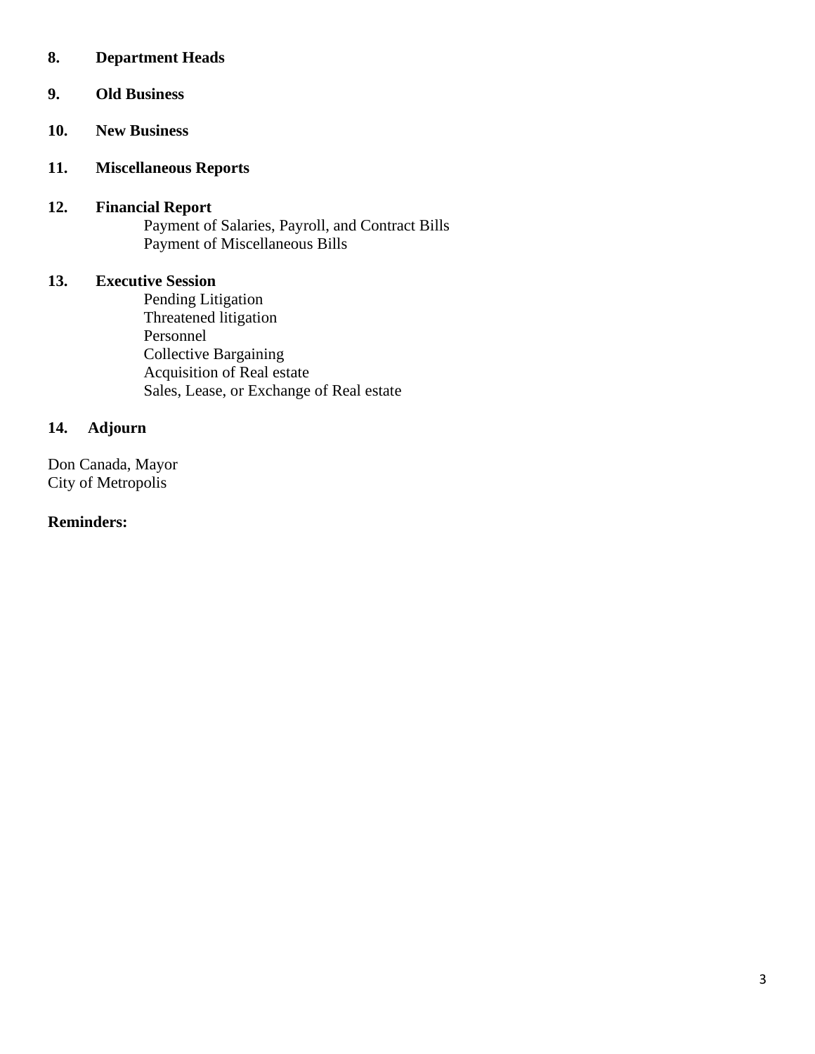**8. Department Heads**

**9. Old Business**

**10. New Business**

**11. Miscellaneous Reports**

**12. Financial Report**

Payment of Salaries, Payroll, and Contract Bills
Payment of Miscellaneous Bills

**13. Executive Session**

Pending Litigation
Threatened litigation
Personnel
Collective Bargaining
Acquisition of Real estate
Sales, Lease, or Exchange of Real estate

**14. Adjourn**

Don Canada, Mayor
City of Metropolis

**Reminders:**